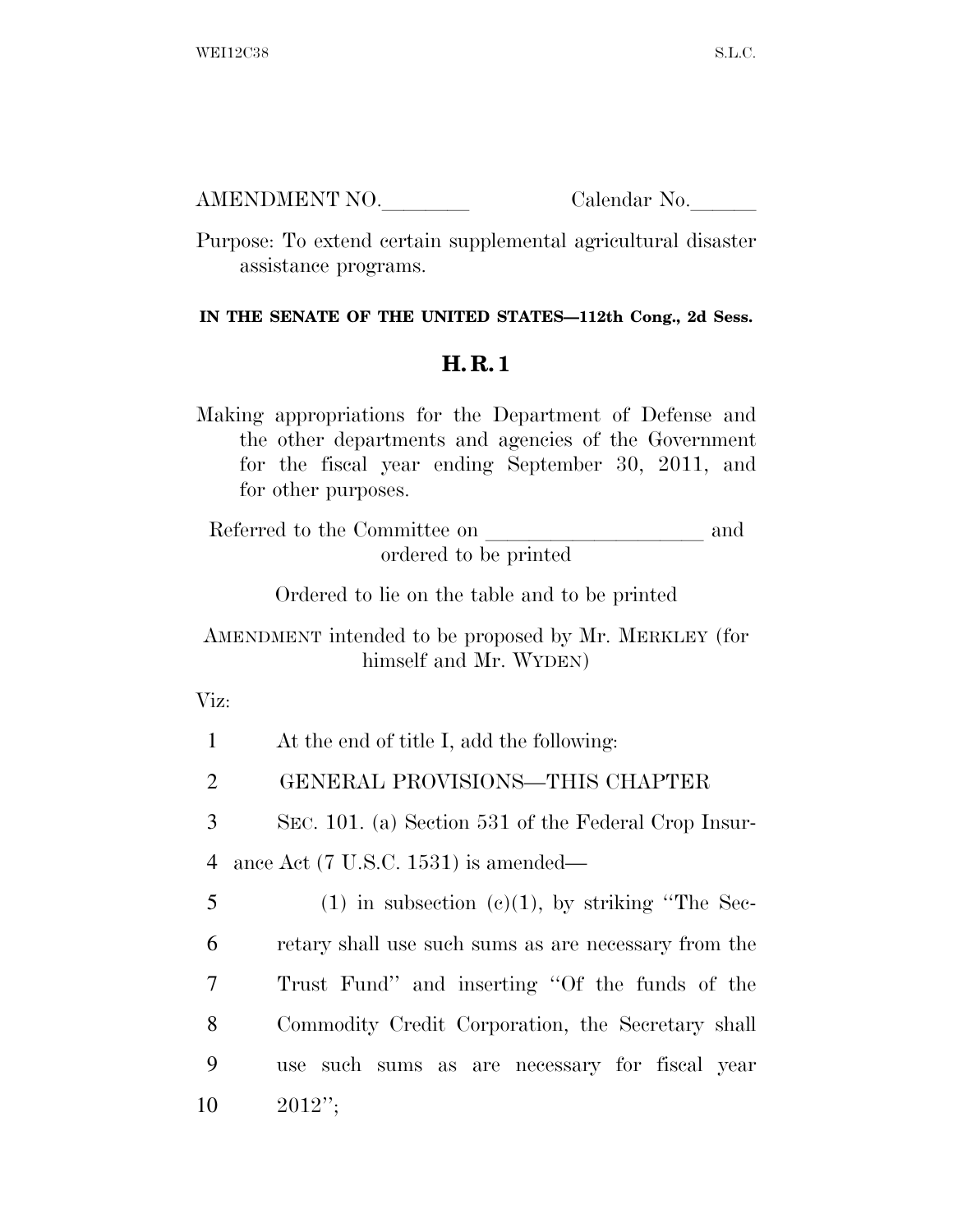AMENDMENT NO.________ Calendar No.______

Purpose: To extend certain supplemental agricultural disaster assistance programs.

**IN THE SENATE OF THE UNITED STATES—112th Cong., 2d Sess.**

# H. R. 1

Making appropriations for the Department of Defense and the other departments and agencies of the Government for the fiscal year ending September 30, 2011, and for other purposes.

Referred to the Committee on ____________________ and ordered to be printed

Ordered to lie on the table and to be printed

AMENDMENT intended to be proposed by Mr. MERKLEY (for himself and Mr. WYDEN)

Viz:

1 At the end of title I, add the following:

2 GENERAL PROVISIONS—THIS CHAPTER

3 SEC. 101. (a) Section 531 of the Federal Crop Insur-
4 ance Act (7 U.S.C. 1531) is amended—

5 (1) in subsection (c)(1), by striking "The Sec-
6 retary shall use such sums as are necessary from the
7 Trust Fund" and inserting "Of the funds of the
8 Commodity Credit Corporation, the Secretary shall
9 use such sums as are necessary for fiscal year
10 2012";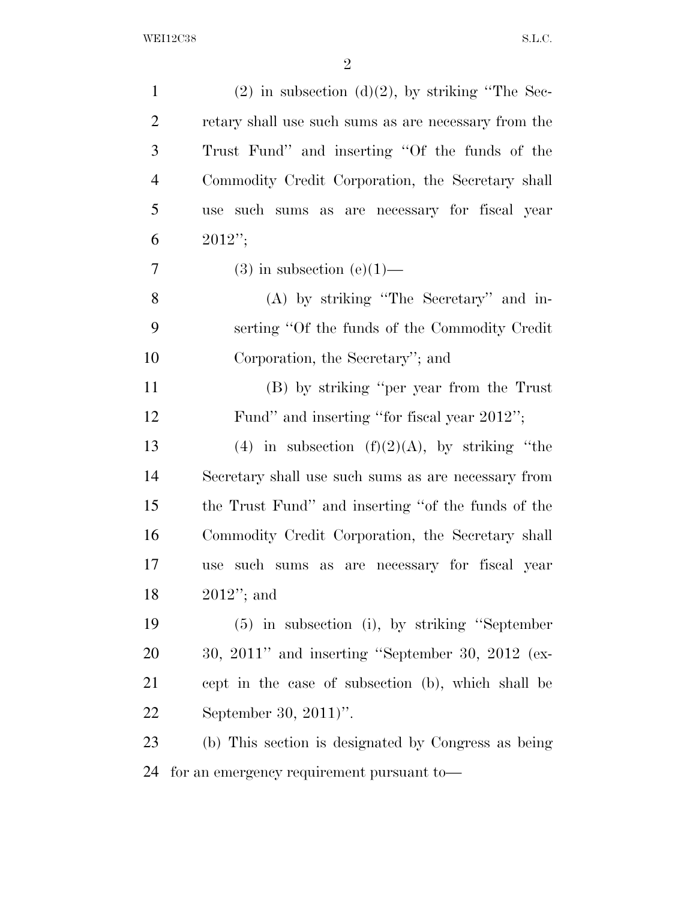(2) in subsection (d)(2), by striking "The Secretary shall use such sums as are necessary from the Trust Fund" and inserting "Of the funds of the Commodity Credit Corporation, the Secretary shall use such sums as are necessary for fiscal year 2012";

(3) in subsection (e)(1)—

(A) by striking "The Secretary" and inserting "Of the funds of the Commodity Credit Corporation, the Secretary"; and

(B) by striking "per year from the Trust Fund" and inserting "for fiscal year 2012";

(4) in subsection (f)(2)(A), by striking "the Secretary shall use such sums as are necessary from the Trust Fund" and inserting "of the funds of the Commodity Credit Corporation, the Secretary shall use such sums as are necessary for fiscal year 2012"; and

(5) in subsection (i), by striking "September 30, 2011" and inserting "September 30, 2012 (except in the case of subsection (b), which shall be September 30, 2011)".

(b) This section is designated by Congress as being for an emergency requirement pursuant to—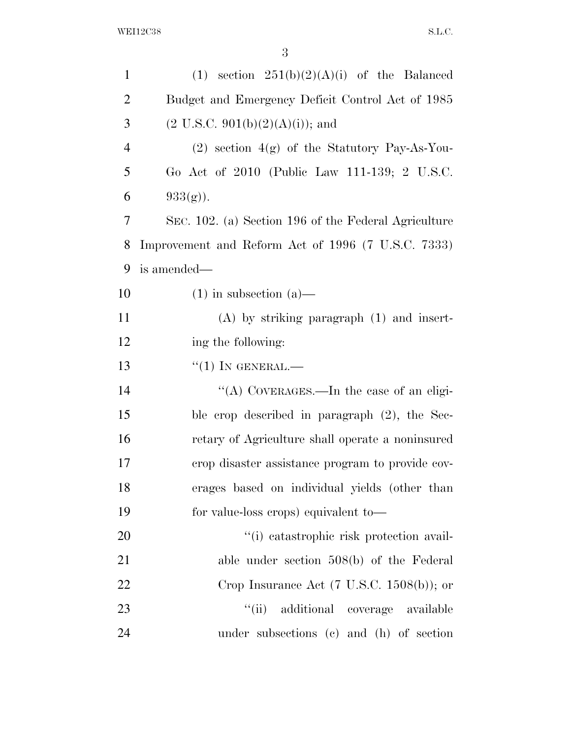(1) section 251(b)(2)(A)(i) of the Balanced Budget and Emergency Deficit Control Act of 1985 (2 U.S.C. 901(b)(2)(A)(i)); and

(2) section 4(g) of the Statutory Pay-As-You-Go Act of 2010 (Public Law 111-139; 2 U.S.C. 933(g)).

SEC. 102. (a) Section 196 of the Federal Agriculture Improvement and Reform Act of 1996 (7 U.S.C. 7333) is amended—

(1) in subsection (a)—

(A) by striking paragraph (1) and inserting the following:

"(1) IN GENERAL.—

"(A) COVERAGES.—In the case of an eligible crop described in paragraph (2), the Secretary of Agriculture shall operate a noninsured crop disaster assistance program to provide coverages based on individual yields (other than for value-loss crops) equivalent to—

"(i) catastrophic risk protection available under section 508(b) of the Federal Crop Insurance Act (7 U.S.C. 1508(b)); or

"(ii) additional coverage available under subsections (c) and (h) of section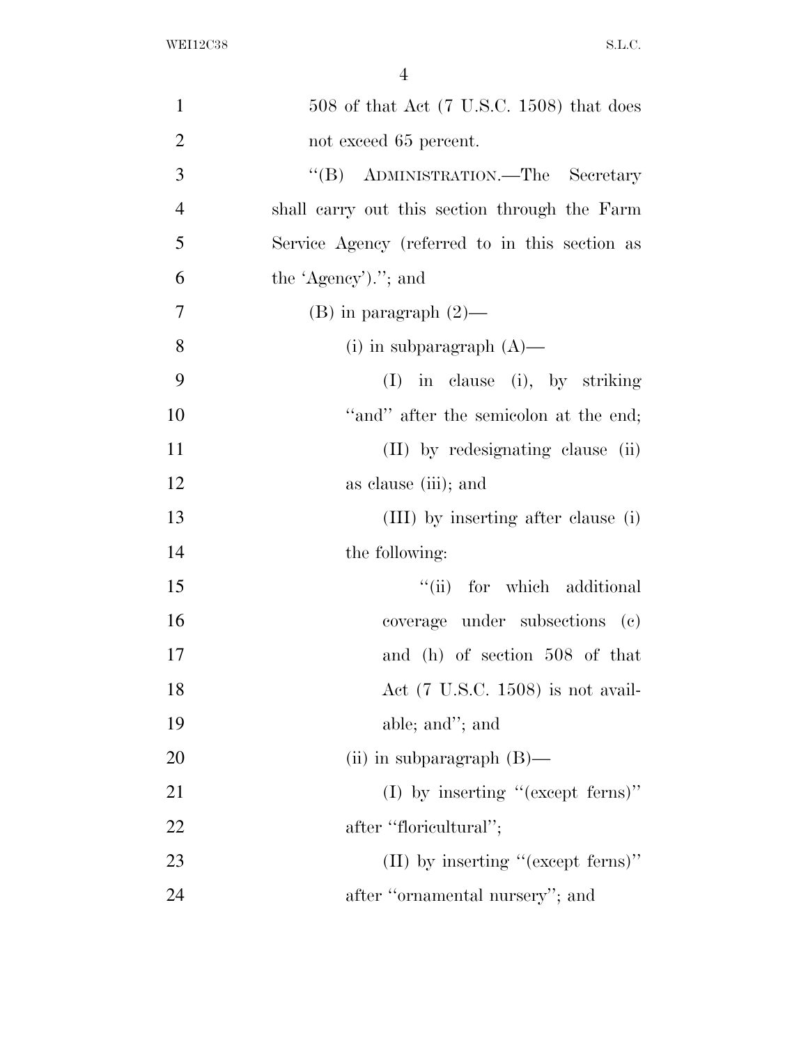508 of that Act (7 U.S.C. 1508) that does not exceed 65 percent.

''(B) ADMINISTRATION.—The Secretary shall carry out this section through the Farm Service Agency (referred to in this section as the 'Agency').''; and

(B) in paragraph (2)—

(i) in subparagraph (A)—

(I) in clause (i), by striking ''and'' after the semicolon at the end;

(II) by redesignating clause (ii) as clause (iii); and

(III) by inserting after clause (i) the following:

''(ii) for which additional coverage under subsections (c) and (h) of section 508 of that Act (7 U.S.C. 1508) is not available; and''; and

(ii) in subparagraph (B)—

(I) by inserting ''(except ferns)'' after ''floricultural'';

(II) by inserting ''(except ferns)'' after ''ornamental nursery''; and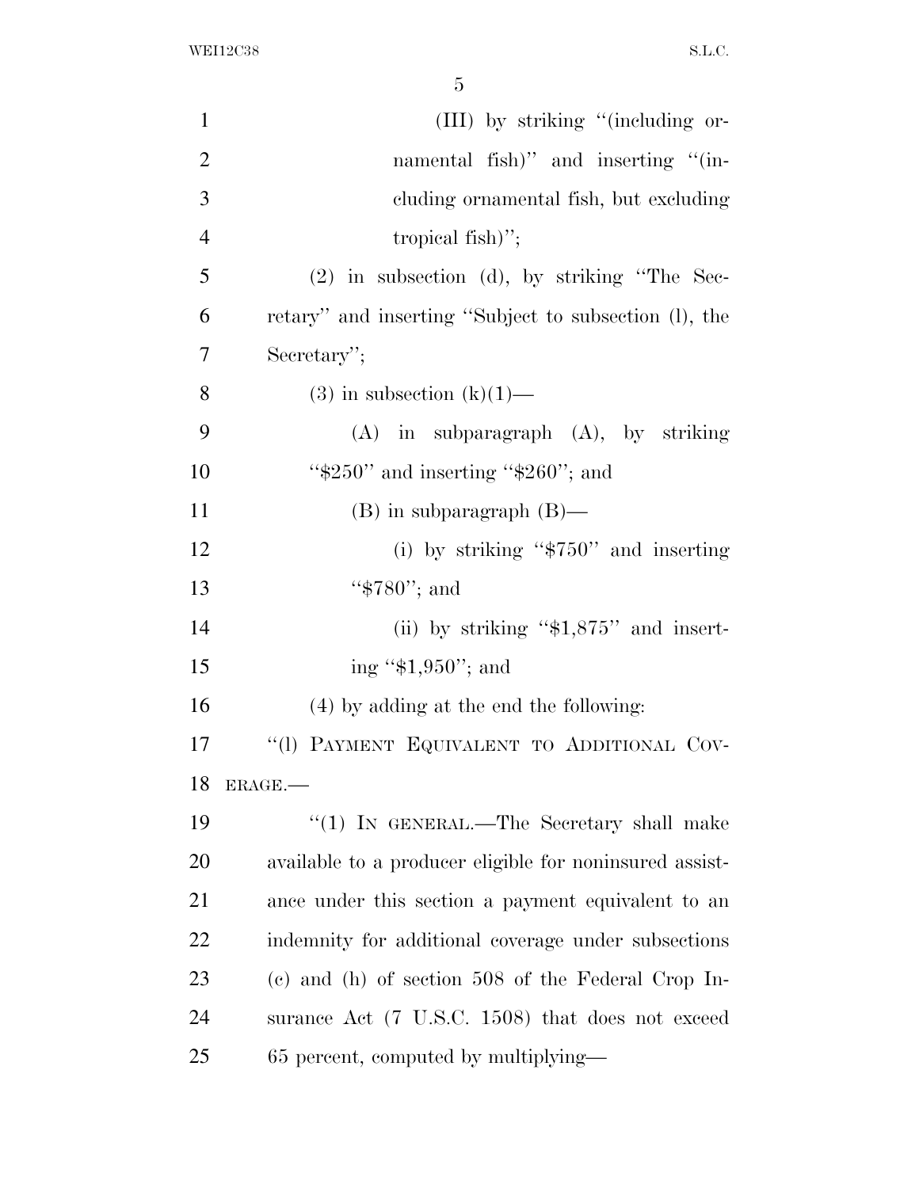(III) by striking "(including ornamental fish)" and inserting "(including ornamental fish, but excluding tropical fish)";

(2) in subsection (d), by striking "The Secretary" and inserting "Subject to subsection (l), the Secretary";

(3) in subsection (k)(1)—

(A) in subparagraph (A), by striking "$250" and inserting "$260"; and

(B) in subparagraph (B)—

(i) by striking "$750" and inserting "$780"; and

(ii) by striking "$1,875" and inserting "$1,950"; and

(4) by adding at the end the following:

"(l) PAYMENT EQUIVALENT TO ADDITIONAL COVERAGE.—

"(1) IN GENERAL.—The Secretary shall make available to a producer eligible for noninsured assistance under this section a payment equivalent to an indemnity for additional coverage under subsections (c) and (h) of section 508 of the Federal Crop Insurance Act (7 U.S.C. 1508) that does not exceed 65 percent, computed by multiplying—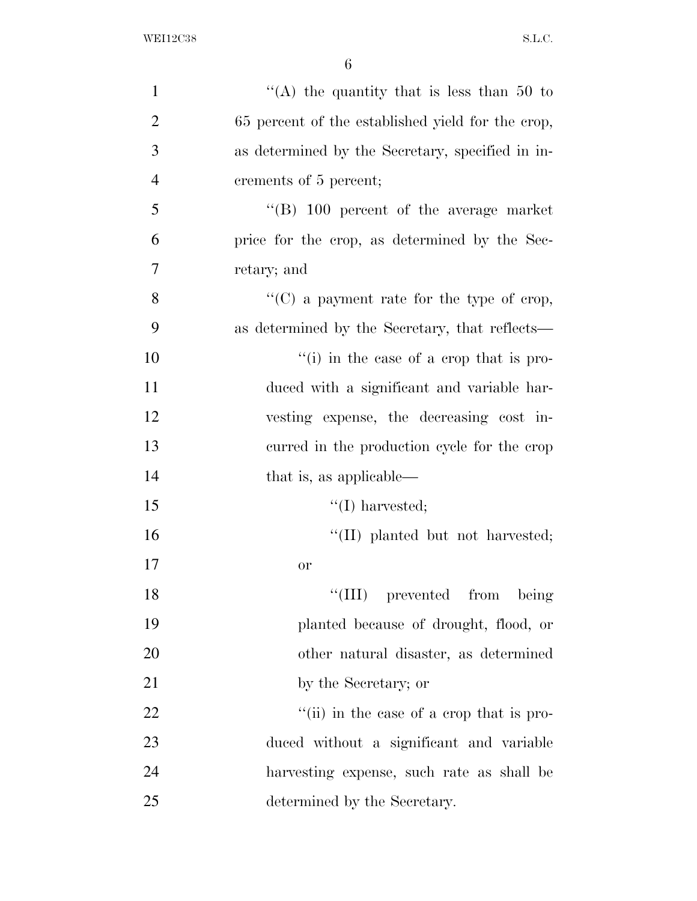''(A) the quantity that is less than 50 to 65 percent of the established yield for the crop, as determined by the Secretary, specified in increments of 5 percent;

''(B) 100 percent of the average market price for the crop, as determined by the Secretary; and

''(C) a payment rate for the type of crop, as determined by the Secretary, that reflects—

''(i) in the case of a crop that is produced with a significant and variable harvesting expense, the decreasing cost incurred in the production cycle for the crop that is, as applicable—

''(I) harvested;

''(II) planted but not harvested; or

''(III) prevented from being planted because of drought, flood, or other natural disaster, as determined by the Secretary; or

''(ii) in the case of a crop that is produced without a significant and variable harvesting expense, such rate as shall be determined by the Secretary.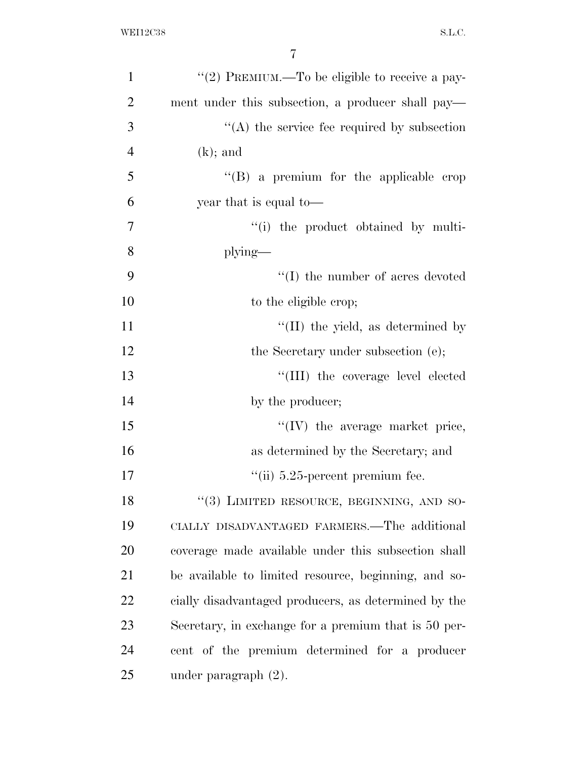"(2) PREMIUM.—To be eligible to receive a payment under this subsection, a producer shall pay—

"(A) the service fee required by subsection (k); and

"(B) a premium for the applicable crop year that is equal to—

"(i) the product obtained by multiplying—

"(I) the number of acres devoted to the eligible crop;

"(II) the yield, as determined by the Secretary under subsection (e);

"(III) the coverage level elected by the producer;

"(IV) the average market price, as determined by the Secretary; and

"(ii) 5.25-percent premium fee.

"(3) LIMITED RESOURCE, BEGINNING, AND SOCIALLY DISADVANTAGED FARMERS.—The additional coverage made available under this subsection shall be available to limited resource, beginning, and socially disadvantaged producers, as determined by the Secretary, in exchange for a premium that is 50 percent of the premium determined for a producer under paragraph (2).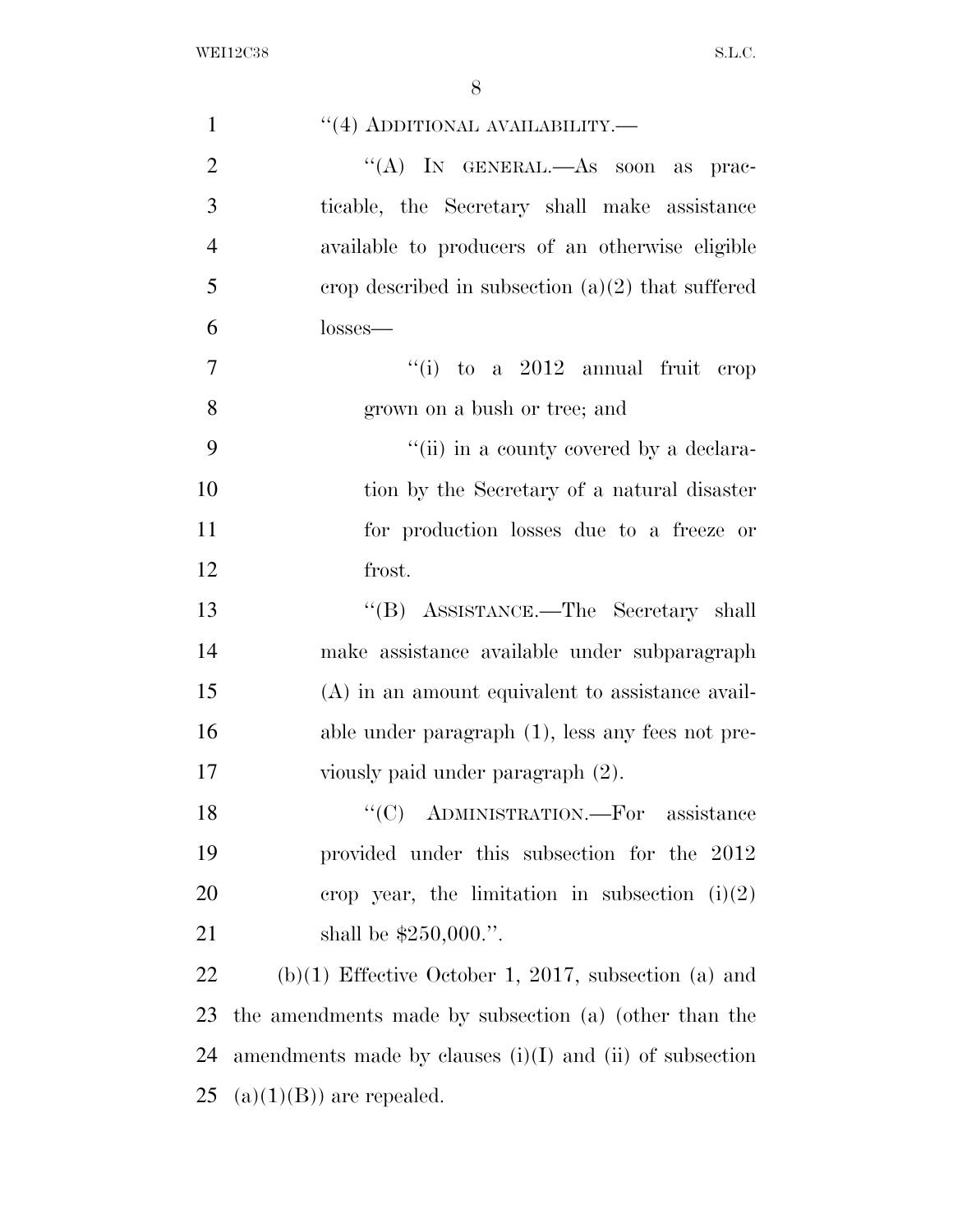"(4) ADDITIONAL AVAILABILITY.—

"(A) IN GENERAL.—As soon as practicable, the Secretary shall make assistance available to producers of an otherwise eligible crop described in subsection (a)(2) that suffered losses—

"(i) to a 2012 annual fruit crop grown on a bush or tree; and

"(ii) in a county covered by a declaration by the Secretary of a natural disaster for production losses due to a freeze or frost.

"(B) ASSISTANCE.—The Secretary shall make assistance available under subparagraph (A) in an amount equivalent to assistance available under paragraph (1), less any fees not previously paid under paragraph (2).

"(C) ADMINISTRATION.—For assistance provided under this subsection for the 2012 crop year, the limitation in subsection (i)(2) shall be $250,000.".

(b)(1) Effective October 1, 2017, subsection (a) and the amendments made by subsection (a) (other than the amendments made by clauses (i)(I) and (ii) of subsection (a)(1)(B)) are repealed.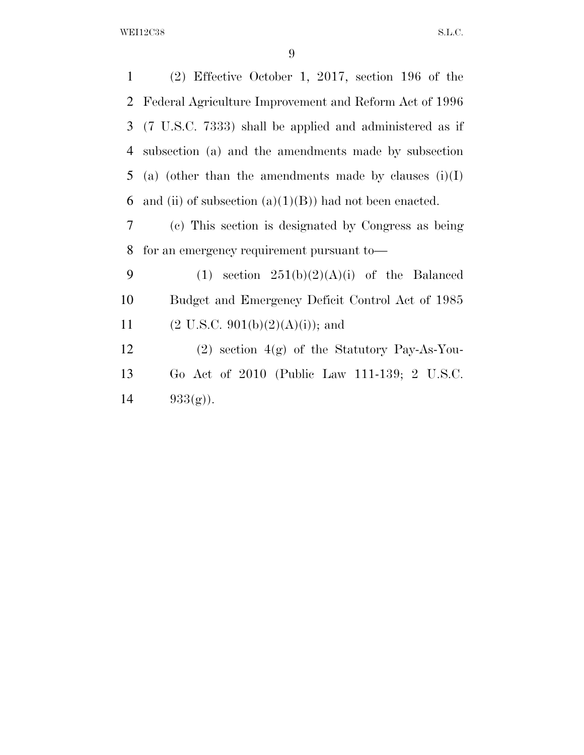(2) Effective October 1, 2017, section 196 of the Federal Agriculture Improvement and Reform Act of 1996 (7 U.S.C. 7333) shall be applied and administered as if subsection (a) and the amendments made by subsection (a) (other than the amendments made by clauses (i)(I) and (ii) of subsection (a)(1)(B)) had not been enacted.

(c) This section is designated by Congress as being for an emergency requirement pursuant to—

(1) section 251(b)(2)(A)(i) of the Balanced Budget and Emergency Deficit Control Act of 1985 (2 U.S.C. 901(b)(2)(A)(i)); and

(2) section 4(g) of the Statutory Pay-As-You-Go Act of 2010 (Public Law 111-139; 2 U.S.C. 933(g)).